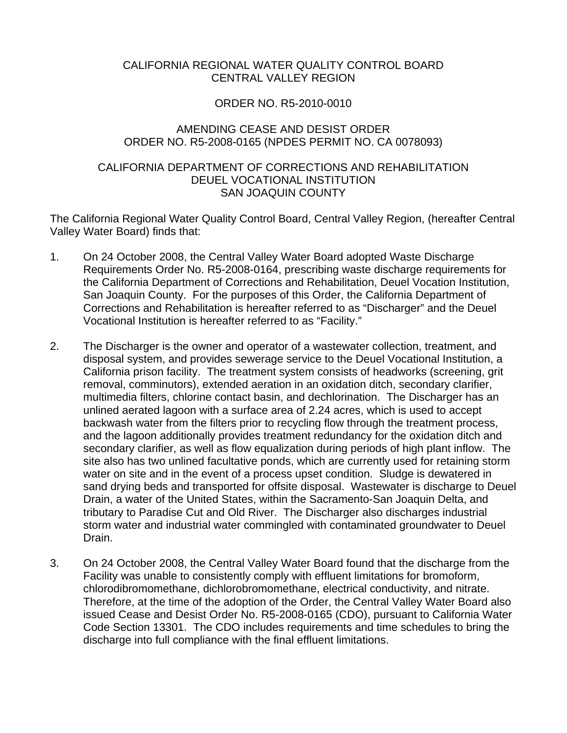CALIFORNIA REGIONAL WATER QUALITY CONTROL BOARD
CENTRAL VALLEY REGION

ORDER NO. R5-2010-0010

AMENDING CEASE AND DESIST ORDER
ORDER NO. R5-2008-0165 (NPDES PERMIT NO. CA 0078093)

CALIFORNIA DEPARTMENT OF CORRECTIONS AND REHABILITATION
DEUEL VOCATIONAL INSTITUTION
SAN JOAQUIN COUNTY

The California Regional Water Quality Control Board, Central Valley Region, (hereafter Central Valley Water Board) finds that:

1. On 24 October 2008, the Central Valley Water Board adopted Waste Discharge Requirements Order No. R5-2008-0164, prescribing waste discharge requirements for the California Department of Corrections and Rehabilitation, Deuel Vocation Institution, San Joaquin County. For the purposes of this Order, the California Department of Corrections and Rehabilitation is hereafter referred to as "Discharger" and the Deuel Vocational Institution is hereafter referred to as "Facility."

2. The Discharger is the owner and operator of a wastewater collection, treatment, and disposal system, and provides sewerage service to the Deuel Vocational Institution, a California prison facility. The treatment system consists of headworks (screening, grit removal, comminutors), extended aeration in an oxidation ditch, secondary clarifier, multimedia filters, chlorine contact basin, and dechlorination. The Discharger has an unlined aerated lagoon with a surface area of 2.24 acres, which is used to accept backwash water from the filters prior to recycling flow through the treatment process, and the lagoon additionally provides treatment redundancy for the oxidation ditch and secondary clarifier, as well as flow equalization during periods of high plant inflow. The site also has two unlined facultative ponds, which are currently used for retaining storm water on site and in the event of a process upset condition. Sludge is dewatered in sand drying beds and transported for offsite disposal. Wastewater is discharge to Deuel Drain, a water of the United States, within the Sacramento-San Joaquin Delta, and tributary to Paradise Cut and Old River. The Discharger also discharges industrial storm water and industrial water commingled with contaminated groundwater to Deuel Drain.

3. On 24 October 2008, the Central Valley Water Board found that the discharge from the Facility was unable to consistently comply with effluent limitations for bromoform, chlorodibromomethane, dichlorobromomethane, electrical conductivity, and nitrate. Therefore, at the time of the adoption of the Order, the Central Valley Water Board also issued Cease and Desist Order No. R5-2008-0165 (CDO), pursuant to California Water Code Section 13301. The CDO includes requirements and time schedules to bring the discharge into full compliance with the final effluent limitations.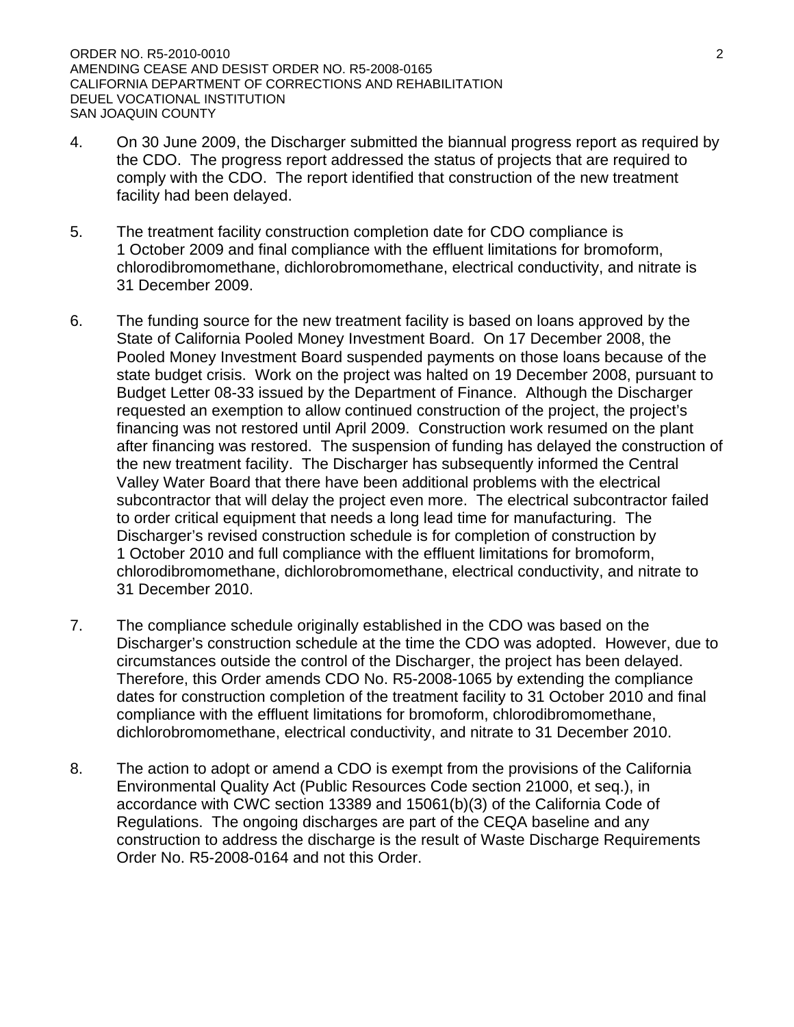4. On 30 June 2009, the Discharger submitted the biannual progress report as required by the CDO. The progress report addressed the status of projects that are required to comply with the CDO. The report identified that construction of the new treatment facility had been delayed.

5. The treatment facility construction completion date for CDO compliance is 1 October 2009 and final compliance with the effluent limitations for bromoform, chlorodibromomethane, dichlorobromomethane, electrical conductivity, and nitrate is 31 December 2009.

6. The funding source for the new treatment facility is based on loans approved by the State of California Pooled Money Investment Board. On 17 December 2008, the Pooled Money Investment Board suspended payments on those loans because of the state budget crisis. Work on the project was halted on 19 December 2008, pursuant to Budget Letter 08-33 issued by the Department of Finance. Although the Discharger requested an exemption to allow continued construction of the project, the project's financing was not restored until April 2009. Construction work resumed on the plant after financing was restored. The suspension of funding has delayed the construction of the new treatment facility. The Discharger has subsequently informed the Central Valley Water Board that there have been additional problems with the electrical subcontractor that will delay the project even more. The electrical subcontractor failed to order critical equipment that needs a long lead time for manufacturing. The Discharger's revised construction schedule is for completion of construction by 1 October 2010 and full compliance with the effluent limitations for bromoform, chlorodibromomethane, dichlorobromomethane, electrical conductivity, and nitrate to 31 December 2010.

7. The compliance schedule originally established in the CDO was based on the Discharger's construction schedule at the time the CDO was adopted. However, due to circumstances outside the control of the Discharger, the project has been delayed. Therefore, this Order amends CDO No. R5-2008-1065 by extending the compliance dates for construction completion of the treatment facility to 31 October 2010 and final compliance with the effluent limitations for bromoform, chlorodibromomethane, dichlorobromomethane, electrical conductivity, and nitrate to 31 December 2010.

8. The action to adopt or amend a CDO is exempt from the provisions of the California Environmental Quality Act (Public Resources Code section 21000, et seq.), in accordance with CWC section 13389 and 15061(b)(3) of the California Code of Regulations. The ongoing discharges are part of the CEQA baseline and any construction to address the discharge is the result of Waste Discharge Requirements Order No. R5-2008-0164 and not this Order.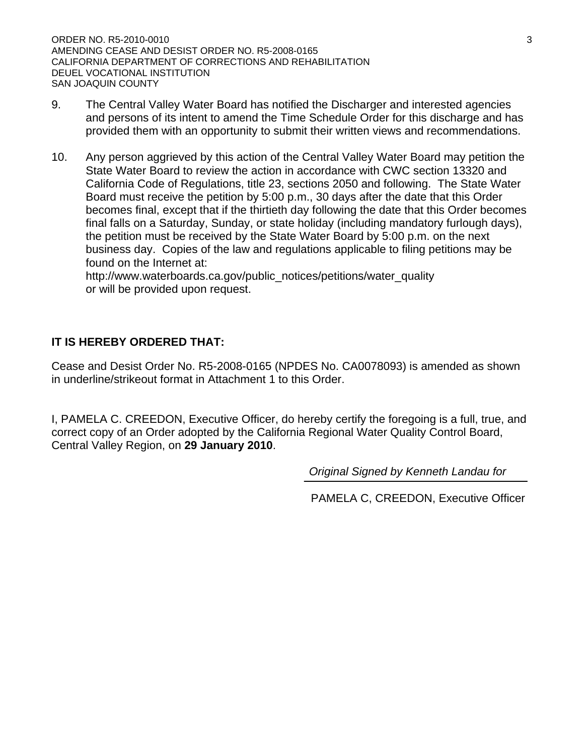9. The Central Valley Water Board has notified the Discharger and interested agencies and persons of its intent to amend the Time Schedule Order for this discharge and has provided them with an opportunity to submit their written views and recommendations.

10. Any person aggrieved by this action of the Central Valley Water Board may petition the State Water Board to review the action in accordance with CWC section 13320 and California Code of Regulations, title 23, sections 2050 and following. The State Water Board must receive the petition by 5:00 p.m., 30 days after the date that this Order becomes final, except that if the thirtieth day following the date that this Order becomes final falls on a Saturday, Sunday, or state holiday (including mandatory furlough days), the petition must be received by the State Water Board by 5:00 p.m. on the next business day. Copies of the law and regulations applicable to filing petitions may be found on the Internet at:
http://www.waterboards.ca.gov/public_notices/petitions/water_quality
or will be provided upon request.

**IT IS HEREBY ORDERED THAT:**

Cease and Desist Order No. R5-2008-0165 (NPDES No. CA0078093) is amended as shown in underline/strikeout format in Attachment 1 to this Order.

I, PAMELA C. CREEDON, Executive Officer, do hereby certify the foregoing is a full, true, and correct copy of an Order adopted by the California Regional Water Quality Control Board, Central Valley Region, on **29 January 2010**.

*Original Signed by Kenneth Landau for*

PAMELA C, CREEDON, Executive Officer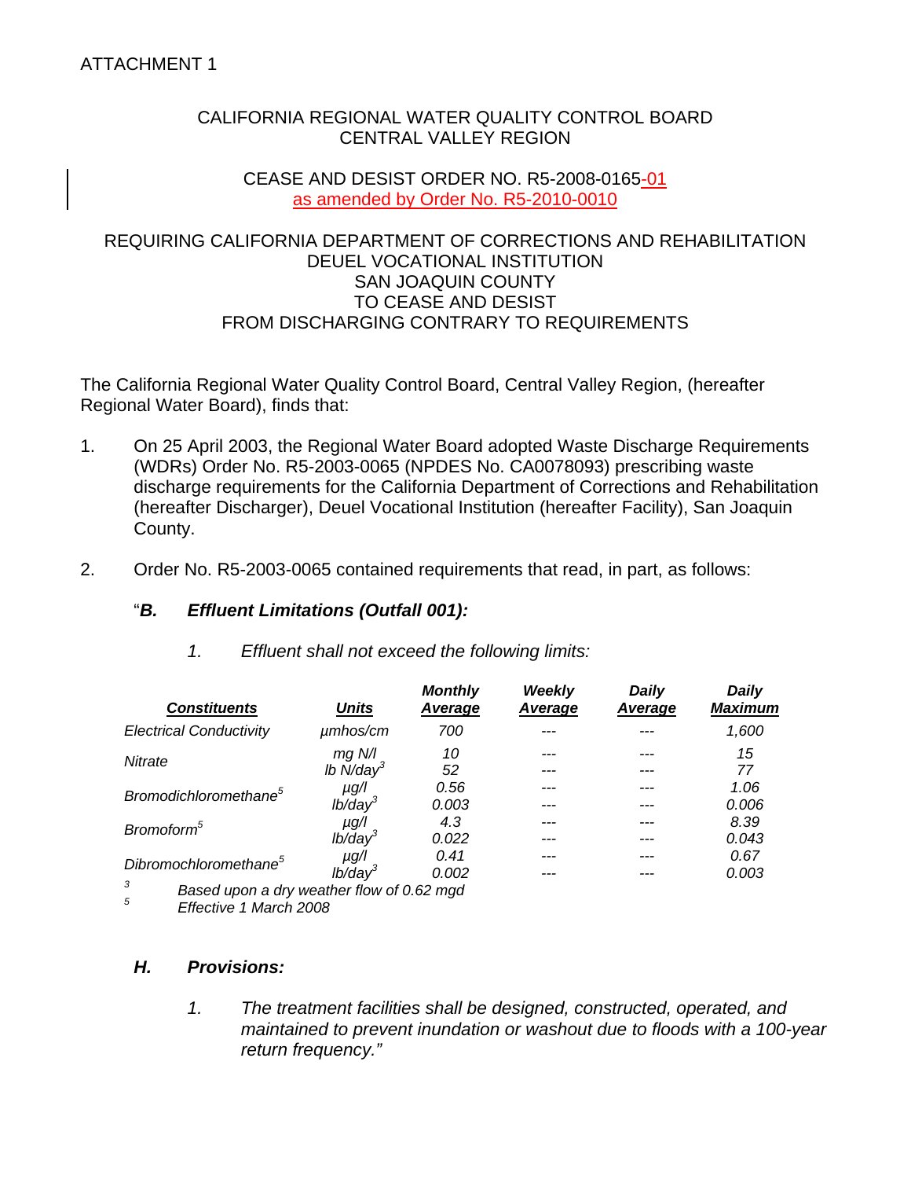ATTACHMENT 1

CALIFORNIA REGIONAL WATER QUALITY CONTROL BOARD
CENTRAL VALLEY REGION

CEASE AND DESIST ORDER NO. R5-2008-0165-01
as amended by Order No. R5-2010-0010

REQUIRING CALIFORNIA DEPARTMENT OF CORRECTIONS AND REHABILITATION
DEUEL VOCATIONAL INSTITUTION
SAN JOAQUIN COUNTY
TO CEASE AND DESIST
FROM DISCHARGING CONTRARY TO REQUIREMENTS

The California Regional Water Quality Control Board, Central Valley Region, (hereafter Regional Water Board), finds that:

1. On 25 April 2003, the Regional Water Board adopted Waste Discharge Requirements (WDRs) Order No. R5-2003-0065 (NPDES No. CA0078093) prescribing waste discharge requirements for the California Department of Corrections and Rehabilitation (hereafter Discharger), Deuel Vocational Institution (hereafter Facility), San Joaquin County.

2. Order No. R5-2003-0065 contained requirements that read, in part, as follows:

   "***B. Effluent Limitations (Outfall 001):***

   *1. Effluent shall not exceed the following limits:*

| *Constituents* | *Units* | *Monthly Average* | *Weekly Average* | *Daily Average* | *Daily Maximum* |
|---|---|---|---|---|---|
| *Electrical Conductivity* | *µmhos/cm* | *700* | *---* | *---* | *1,600* |
| *Nitrate* | *mg N/l* | *10* | *---* | *---* | *15* |
| | *lb N/day*[3] | *52* | *---* | *---* | *77* |
| *Bromodichloromethane*[5] | *µg/l* | *0.56* | *---* | *---* | *1.06* |
| | *lb/day*[3] | *0.003* | *---* | *---* | *0.006* |
| *Bromoform*[5] | *µg/l* | *4.3* | *---* | *---* | *8.39* |
| | *lb/day*[3] | *0.022* | *---* | *---* | *0.043* |
| *Dibromochloromethane*[5] | *µg/l* | *0.41* | *---* | *---* | *0.67* |
| | *lb/day*[3] | *0.002* | *---* | *---* | *0.003* |

   [3] *Based upon a dry weather flow of 0.62 mgd*
   [5] *Effective 1 March 2008*

   ***H. Provisions:***

   *1. The treatment facilities shall be designed, constructed, operated, and maintained to prevent inundation or washout due to floods with a 100-year return frequency."*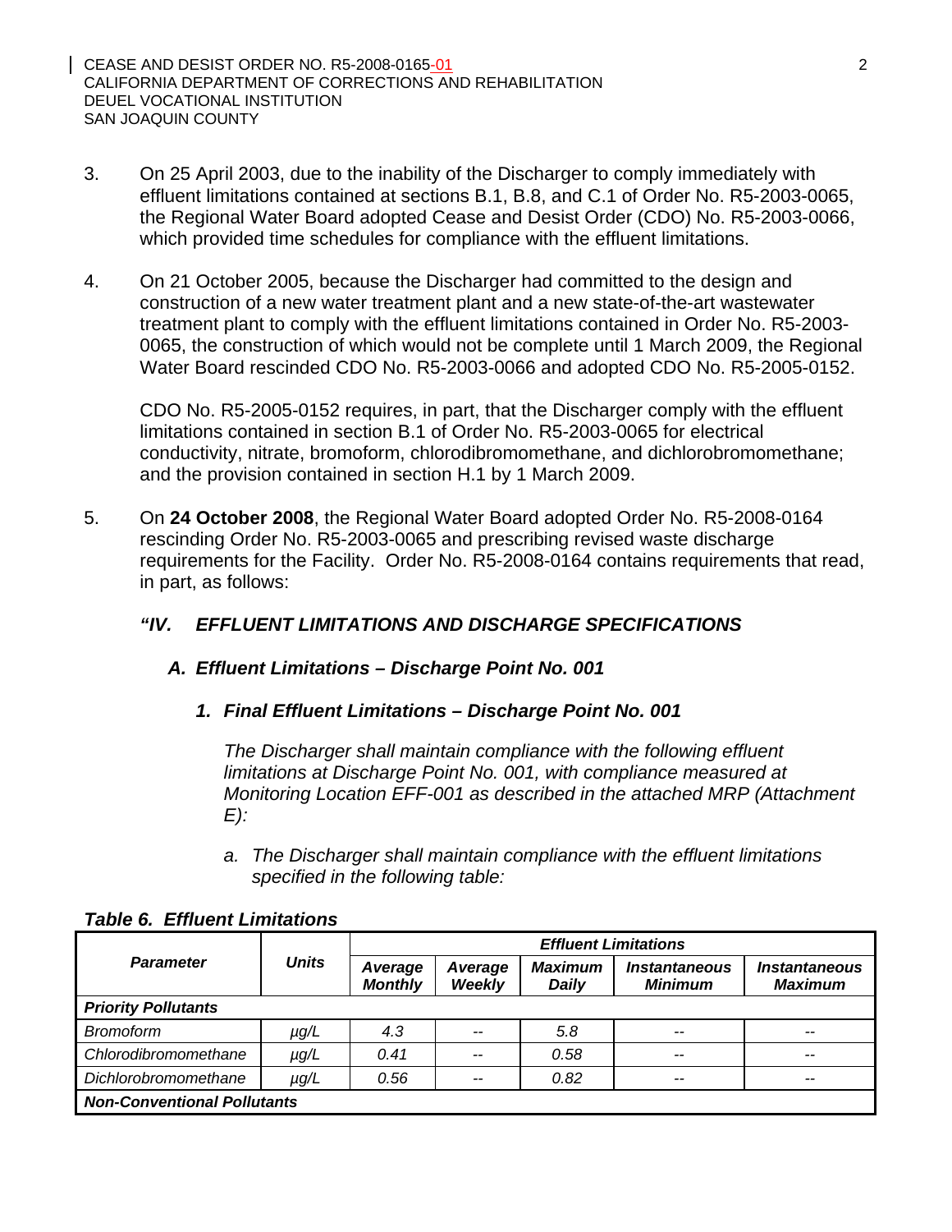3. On 25 April 2003, due to the inability of the Discharger to comply immediately with effluent limitations contained at sections B.1, B.8, and C.1 of Order No. R5-2003-0065, the Regional Water Board adopted Cease and Desist Order (CDO) No. R5-2003-0066, which provided time schedules for compliance with the effluent limitations.

4. On 21 October 2005, because the Discharger had committed to the design and construction of a new water treatment plant and a new state-of-the-art wastewater treatment plant to comply with the effluent limitations contained in Order No. R5-2003-0065, the construction of which would not be complete until 1 March 2009, the Regional Water Board rescinded CDO No. R5-2003-0066 and adopted CDO No. R5-2005-0152.

   CDO No. R5-2005-0152 requires, in part, that the Discharger comply with the effluent limitations contained in section B.1 of Order No. R5-2003-0065 for electrical conductivity, nitrate, bromoform, chlorodibromomethane, and dichlorobromomethane; and the provision contained in section H.1 by 1 March 2009.

5. On **24 October 2008**, the Regional Water Board adopted Order No. R5-2008-0164 rescinding Order No. R5-2003-0065 and prescribing revised waste discharge requirements for the Facility. Order No. R5-2008-0164 contains requirements that read, in part, as follows:

   ***"IV. EFFLUENT LIMITATIONS AND DISCHARGE SPECIFICATIONS***

   ***A. Effluent Limitations – Discharge Point No. 001***

   ***1. Final Effluent Limitations – Discharge Point No. 001***

   *The Discharger shall maintain compliance with the following effluent limitations at Discharge Point No. 001, with compliance measured at Monitoring Location EFF-001 as described in the attached MRP (Attachment E):*

   *a. The Discharger shall maintain compliance with the effluent limitations specified in the following table:*

***Table 6. Effluent Limitations***

| *Parameter* | *Units* | *Effluent Limitations* | | | | |
|---|---|---|---|---|---|---|
| | | *Average Monthly* | *Average Weekly* | *Maximum Daily* | *Instantaneous Minimum* | *Instantaneous Maximum* |
| ***Priority Pollutants*** | | | | | | |
| *Bromoform* | *µg/L* | *4.3* | -- | *5.8* | -- | -- |
| *Chlorodibromomethane* | *µg/L* | *0.41* | -- | *0.58* | -- | -- |
| *Dichlorobromomethane* | *µg/L* | *0.56* | -- | *0.82* | -- | -- |
| ***Non-Conventional Pollutants*** | | | | | | |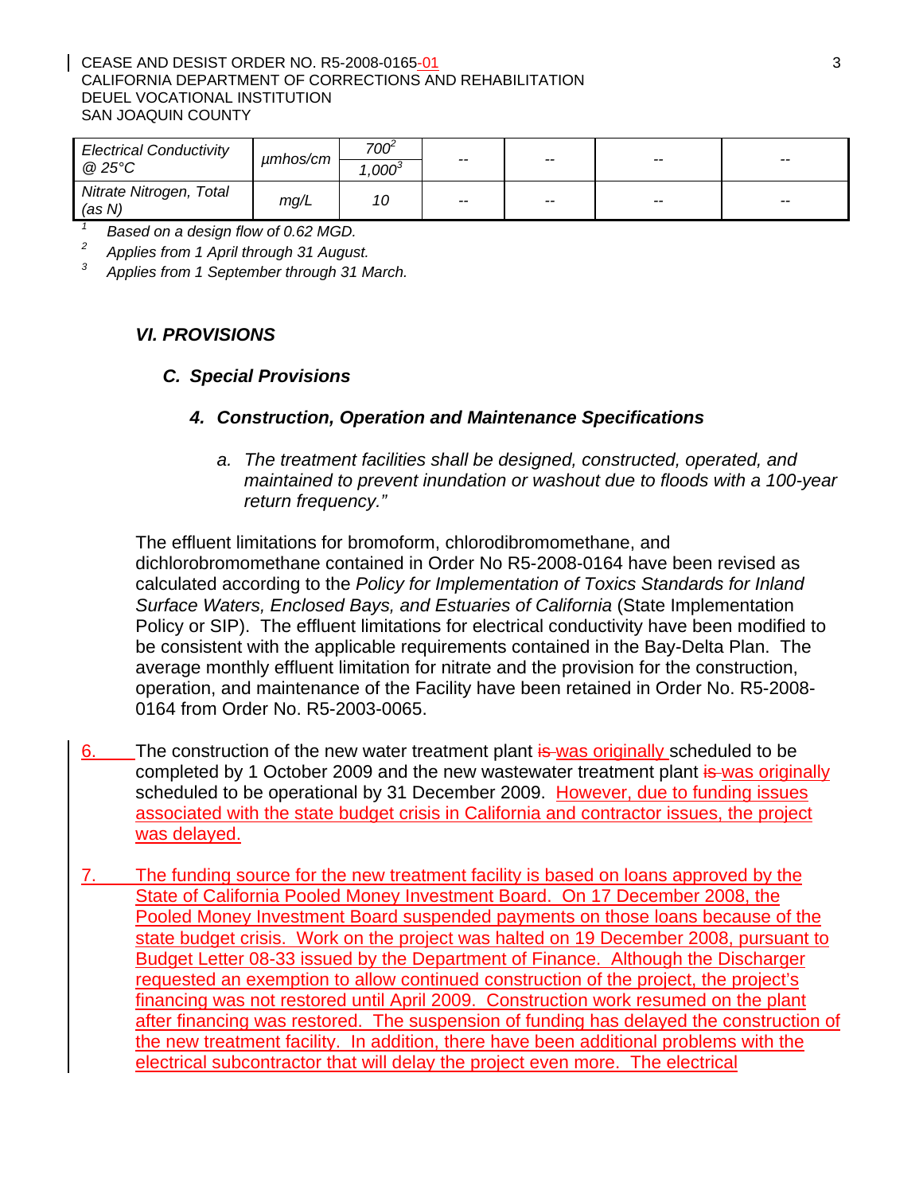| Electrical Conductivity @ 25°C | µmhos/cm | 700[2] / 1,000[3] | -- | -- | -- | -- |
|---|---|---|---|---|---|---|
| Nitrate Nitrogen, Total (as N) | mg/L | 10 | -- | -- | -- | -- |

[1] Based on a design flow of 0.62 MGD.

[2] Applies from 1 April through 31 August.

[3] Applies from 1 September through 31 March.

### *VI. PROVISIONS*

#### *C. Special Provisions*

##### *4. Construction, Operation and Maintenance Specifications*

*a. The treatment facilities shall be designed, constructed, operated, and maintained to prevent inundation or washout due to floods with a 100-year return frequency."*

The effluent limitations for bromoform, chlorodibromomethane, and dichlorobromomethane contained in Order No R5-2008-0164 have been revised as calculated according to the *Policy for Implementation of Toxics Standards for Inland Surface Waters, Enclosed Bays, and Estuaries of California* (State Implementation Policy or SIP). The effluent limitations for electrical conductivity have been modified to be consistent with the applicable requirements contained in the Bay-Delta Plan. The average monthly effluent limitation for nitrate and the provision for the construction, operation, and maintenance of the Facility have been retained in Order No. R5-2008-0164 from Order No. R5-2003-0065.

6. The construction of the new water treatment plant ~~is~~ was originally scheduled to be completed by 1 October 2009 and the new wastewater treatment plant ~~is~~ was originally scheduled to be operational by 31 December 2009. However, due to funding issues associated with the state budget crisis in California and contractor issues, the project was delayed.

7. The funding source for the new treatment facility is based on loans approved by the State of California Pooled Money Investment Board. On 17 December 2008, the Pooled Money Investment Board suspended payments on those loans because of the state budget crisis. Work on the project was halted on 19 December 2008, pursuant to Budget Letter 08-33 issued by the Department of Finance. Although the Discharger requested an exemption to allow continued construction of the project, the project's financing was not restored until April 2009. Construction work resumed on the plant after financing was restored. The suspension of funding has delayed the construction of the new treatment facility. In addition, there have been additional problems with the electrical subcontractor that will delay the project even more. The electrical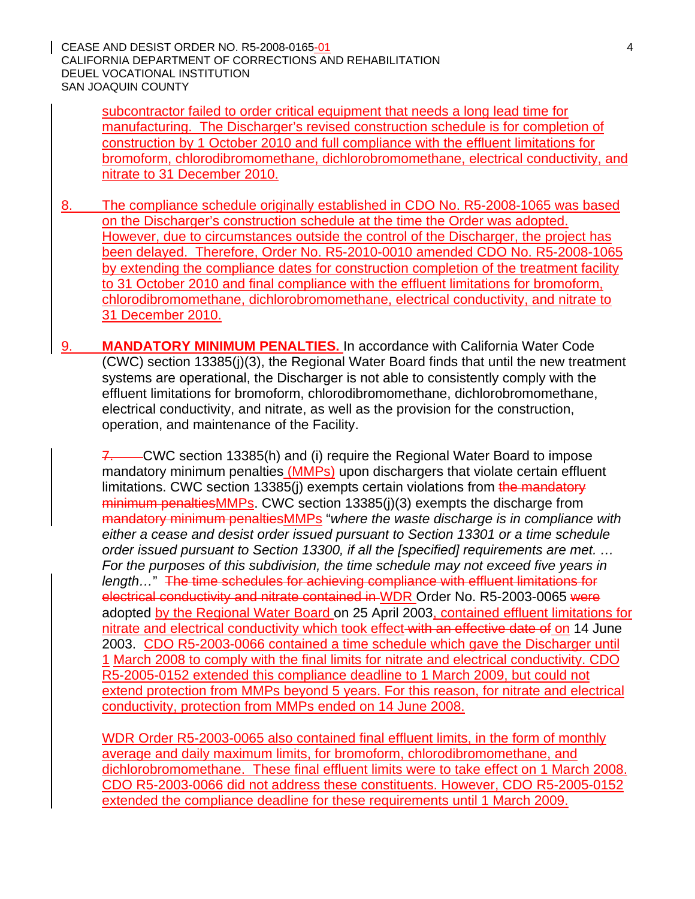subcontractor failed to order critical equipment that needs a long lead time for manufacturing. The Discharger's revised construction schedule is for completion of construction by 1 October 2010 and full compliance with the effluent limitations for bromoform, chlorodibromomethane, dichlorobromomethane, electrical conductivity, and nitrate to 31 December 2010.

8. The compliance schedule originally established in CDO No. R5-2008-1065 was based on the Discharger's construction schedule at the time the Order was adopted. However, due to circumstances outside the control of the Discharger, the project has been delayed. Therefore, Order No. R5-2010-0010 amended CDO No. R5-2008-1065 by extending the compliance dates for construction completion of the treatment facility to 31 October 2010 and final compliance with the effluent limitations for bromoform, chlorodibromomethane, dichlorobromomethane, electrical conductivity, and nitrate to 31 December 2010.

9. **MANDATORY MINIMUM PENALTIES.** In accordance with California Water Code (CWC) section 13385(j)(3), the Regional Water Board finds that until the new treatment systems are operational, the Discharger is not able to consistently comply with the effluent limitations for bromoform, chlorodibromomethane, dichlorobromomethane, electrical conductivity, and nitrate, as well as the provision for the construction, operation, and maintenance of the Facility.

~~7.~~ CWC section 13385(h) and (i) require the Regional Water Board to impose mandatory minimum penalties (MMPs) upon dischargers that violate certain effluent limitations. CWC section 13385(j) exempts certain violations from ~~the mandatory minimum penalties~~MMPs. CWC section 13385(j)(3) exempts the discharge from ~~mandatory minimum penalties~~MMPs "*where the waste discharge is in compliance with either a cease and desist order issued pursuant to Section 13301 or a time schedule order issued pursuant to Section 13300, if all the [specified] requirements are met. … For the purposes of this subdivision, the time schedule may not exceed five years in length…*" ~~The time schedules for achieving compliance with effluent limitations for electrical conductivity and nitrate contained in~~ WDR Order No. R5-2003-0065 ~~were~~ adopted by the Regional Water Board on 25 April 2003, contained effluent limitations for nitrate and electrical conductivity which took effect ~~with an effective date of~~ on 14 June 2003. CDO R5-2003-0066 contained a time schedule which gave the Discharger until 1 March 2008 to comply with the final limits for nitrate and electrical conductivity. CDO R5-2005-0152 extended this compliance deadline to 1 March 2009, but could not extend protection from MMPs beyond 5 years. For this reason, for nitrate and electrical conductivity, protection from MMPs ended on 14 June 2008.

WDR Order R5-2003-0065 also contained final effluent limits, in the form of monthly average and daily maximum limits, for bromoform, chlorodibromomethane, and dichlorobromomethane. These final effluent limits were to take effect on 1 March 2008. CDO R5-2003-0066 did not address these constituents. However, CDO R5-2005-0152 extended the compliance deadline for these requirements until 1 March 2009.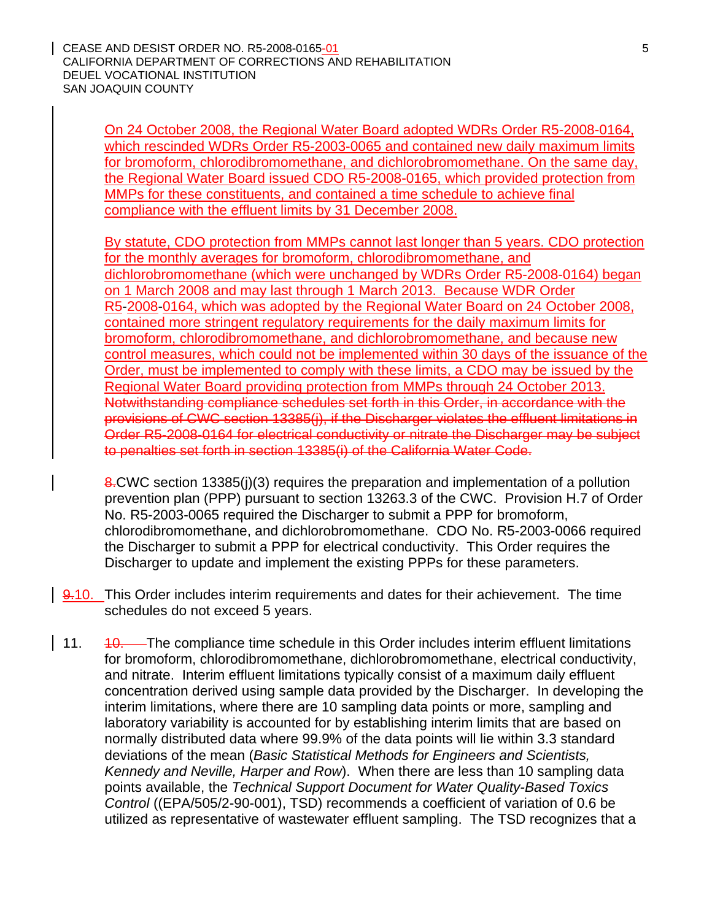On 24 October 2008, the Regional Water Board adopted WDRs Order R5-2008-0164, which rescinded WDRs Order R5-2003-0065 and contained new daily maximum limits for bromoform, chlorodibromomethane, and dichlorobromomethane. On the same day, the Regional Water Board issued CDO R5-2008-0165, which provided protection from MMPs for these constituents, and contained a time schedule to achieve final compliance with the effluent limits by 31 December 2008.

By statute, CDO protection from MMPs cannot last longer than 5 years. CDO protection for the monthly averages for bromoform, chlorodibromomethane, and dichlorobromomethane (which were unchanged by WDRs Order R5-2008-0164) began on 1 March 2008 and may last through 1 March 2013. Because WDR Order R5-2008-0164, which was adopted by the Regional Water Board on 24 October 2008, contained more stringent regulatory requirements for the daily maximum limits for bromoform, chlorodibromomethane, and dichlorobromomethane, and because new control measures, which could not be implemented within 30 days of the issuance of the Order, must be implemented to comply with these limits, a CDO may be issued by the Regional Water Board providing protection from MMPs through 24 October 2013. ~~Notwithstanding compliance schedules set forth in this Order, in accordance with the provisions of CWC section 13385(j), if the Discharger violates the effluent limitations in Order R5-2008-0164 for electrical conductivity or nitrate the Discharger may be subject to penalties set forth in section 13385(i) of the California Water Code.~~

~~8.~~CWC section 13385(j)(3) requires the preparation and implementation of a pollution prevention plan (PPP) pursuant to section 13263.3 of the CWC. Provision H.7 of Order No. R5-2003-0065 required the Discharger to submit a PPP for bromoform, chlorodibromomethane, and dichlorobromomethane. CDO No. R5-2003-0066 required the Discharger to submit a PPP for electrical conductivity. This Order requires the Discharger to update and implement the existing PPPs for these parameters.

~~9.~~10. This Order includes interim requirements and dates for their achievement. The time schedules do not exceed 5 years.

11. ~~10.~~ The compliance time schedule in this Order includes interim effluent limitations for bromoform, chlorodibromomethane, dichlorobromomethane, electrical conductivity, and nitrate. Interim effluent limitations typically consist of a maximum daily effluent concentration derived using sample data provided by the Discharger. In developing the interim limitations, where there are 10 sampling data points or more, sampling and laboratory variability is accounted for by establishing interim limits that are based on normally distributed data where 99.9% of the data points will lie within 3.3 standard deviations of the mean (*Basic Statistical Methods for Engineers and Scientists, Kennedy and Neville, Harper and Row*). When there are less than 10 sampling data points available, the *Technical Support Document for Water Quality-Based Toxics Control* ((EPA/505/2-90-001), TSD) recommends a coefficient of variation of 0.6 be utilized as representative of wastewater effluent sampling. The TSD recognizes that a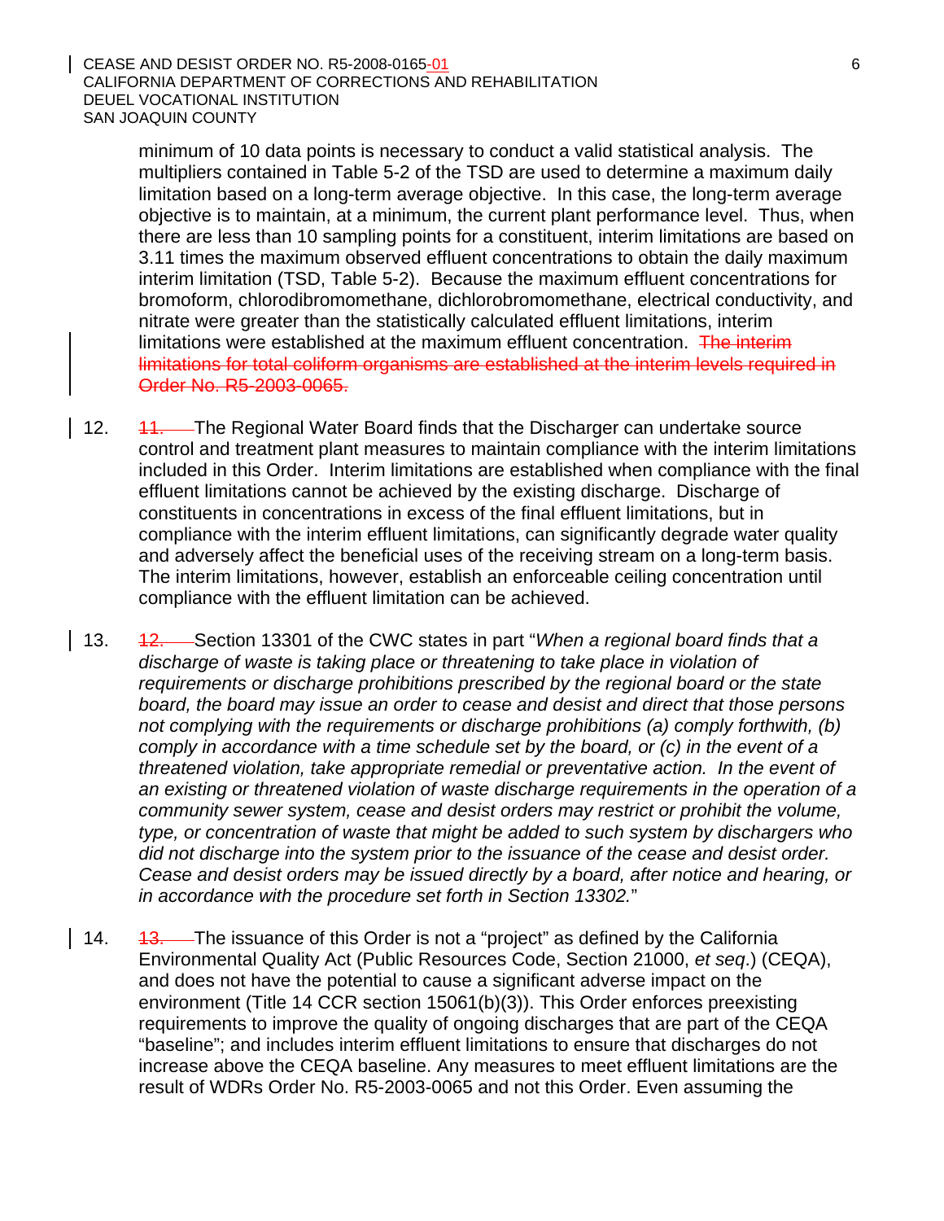minimum of 10 data points is necessary to conduct a valid statistical analysis. The multipliers contained in Table 5-2 of the TSD are used to determine a maximum daily limitation based on a long-term average objective. In this case, the long-term average objective is to maintain, at a minimum, the current plant performance level. Thus, when there are less than 10 sampling points for a constituent, interim limitations are based on 3.11 times the maximum observed effluent concentrations to obtain the daily maximum interim limitation (TSD, Table 5-2). Because the maximum effluent concentrations for bromoform, chlorodibromomethane, dichlorobromomethane, electrical conductivity, and nitrate were greater than the statistically calculated effluent limitations, interim limitations were established at the maximum effluent concentration. ~~The interim limitations for total coliform organisms are established at the interim levels required in Order No. R5-2003-0065.~~

12. ~~11.~~ The Regional Water Board finds that the Discharger can undertake source control and treatment plant measures to maintain compliance with the interim limitations included in this Order. Interim limitations are established when compliance with the final effluent limitations cannot be achieved by the existing discharge. Discharge of constituents in concentrations in excess of the final effluent limitations, but in compliance with the interim effluent limitations, can significantly degrade water quality and adversely affect the beneficial uses of the receiving stream on a long-term basis. The interim limitations, however, establish an enforceable ceiling concentration until compliance with the effluent limitation can be achieved.

13. ~~12.~~ Section 13301 of the CWC states in part "*When a regional board finds that a discharge of waste is taking place or threatening to take place in violation of requirements or discharge prohibitions prescribed by the regional board or the state board, the board may issue an order to cease and desist and direct that those persons not complying with the requirements or discharge prohibitions (a) comply forthwith, (b) comply in accordance with a time schedule set by the board, or (c) in the event of a threatened violation, take appropriate remedial or preventative action. In the event of an existing or threatened violation of waste discharge requirements in the operation of a community sewer system, cease and desist orders may restrict or prohibit the volume, type, or concentration of waste that might be added to such system by dischargers who did not discharge into the system prior to the issuance of the cease and desist order. Cease and desist orders may be issued directly by a board, after notice and hearing, or in accordance with the procedure set forth in Section 13302.*"

14. ~~13.~~ The issuance of this Order is not a "project" as defined by the California Environmental Quality Act (Public Resources Code, Section 21000, *et seq*.) (CEQA), and does not have the potential to cause a significant adverse impact on the environment (Title 14 CCR section 15061(b)(3)). This Order enforces preexisting requirements to improve the quality of ongoing discharges that are part of the CEQA "baseline"; and includes interim effluent limitations to ensure that discharges do not increase above the CEQA baseline. Any measures to meet effluent limitations are the result of WDRs Order No. R5-2003-0065 and not this Order. Even assuming the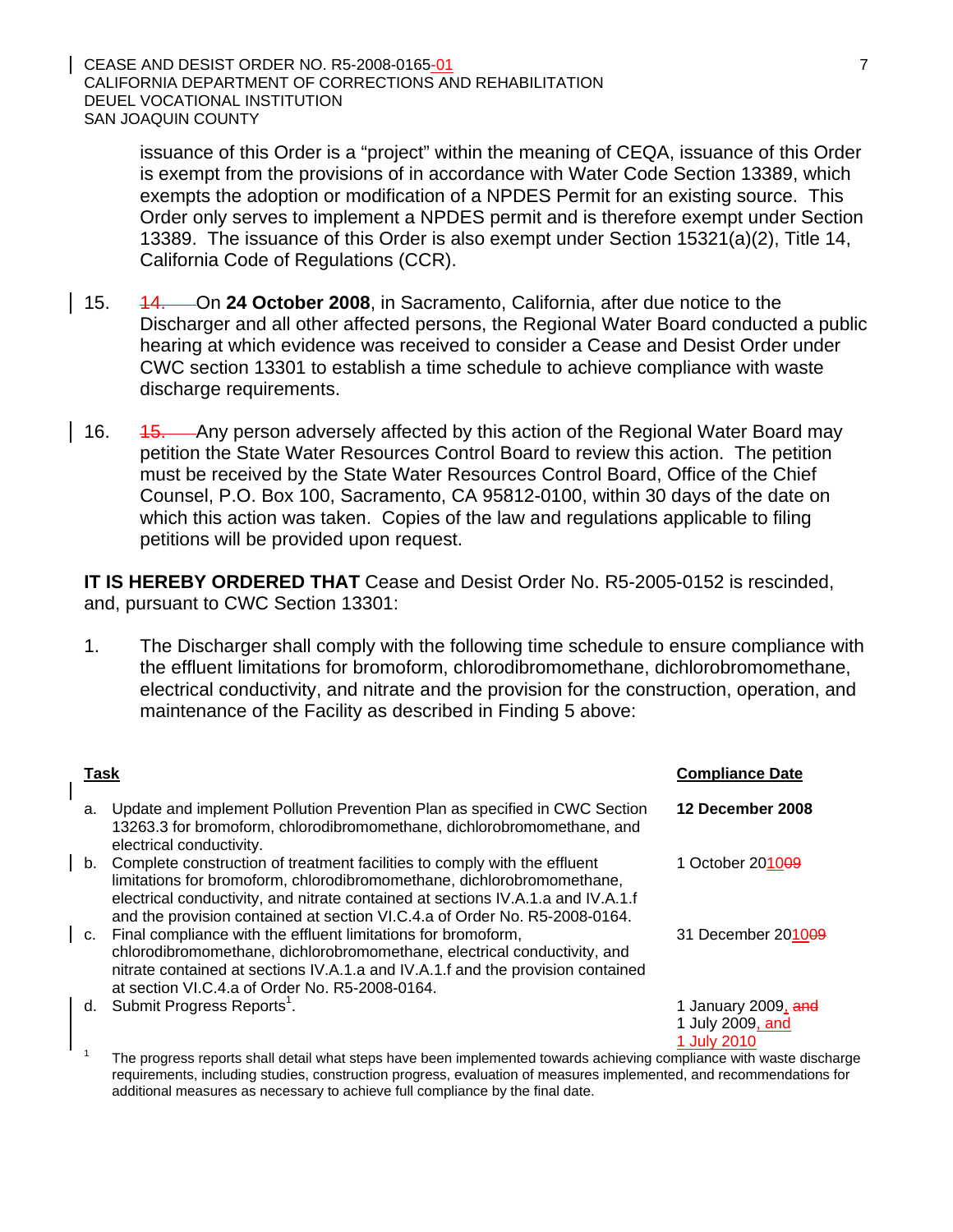issuance of this Order is a "project" within the meaning of CEQA, issuance of this Order is exempt from the provisions of in accordance with Water Code Section 13389, which exempts the adoption or modification of a NPDES Permit for an existing source. This Order only serves to implement a NPDES permit and is therefore exempt under Section 13389. The issuance of this Order is also exempt under Section 15321(a)(2), Title 14, California Code of Regulations (CCR).

15. ~~14.~~ On **24 October 2008**, in Sacramento, California, after due notice to the Discharger and all other affected persons, the Regional Water Board conducted a public hearing at which evidence was received to consider a Cease and Desist Order under CWC section 13301 to establish a time schedule to achieve compliance with waste discharge requirements.

16. ~~15.~~ Any person adversely affected by this action of the Regional Water Board may petition the State Water Resources Control Board to review this action. The petition must be received by the State Water Resources Control Board, Office of the Chief Counsel, P.O. Box 100, Sacramento, CA 95812-0100, within 30 days of the date on which this action was taken. Copies of the law and regulations applicable to filing petitions will be provided upon request.

**IT IS HEREBY ORDERED THAT** Cease and Desist Order No. R5-2005-0152 is rescinded, and, pursuant to CWC Section 13301:

1. The Discharger shall comply with the following time schedule to ensure compliance with the effluent limitations for bromoform, chlorodibromomethane, dichlorobromomethane, electrical conductivity, and nitrate and the provision for the construction, operation, and maintenance of the Facility as described in Finding 5 above:

| **Task** | **Compliance Date** |
|---|---|
| a. Update and implement Pollution Prevention Plan as specified in CWC Section 13263.3 for bromoform, chlorodibromomethane, dichlorobromomethane, and electrical conductivity. | **12 December 2008** |
| b. Complete construction of treatment facilities to comply with the effluent limitations for bromoform, chlorodibromomethane, dichlorobromomethane, electrical conductivity, and nitrate contained at sections IV.A.1.a and IV.A.1.f and the provision contained at section VI.C.4.a of Order No. R5-2008-0164. | 1 October 2010~~09~~ |
| c. Final compliance with the effluent limitations for bromoform, chlorodibromomethane, dichlorobromomethane, electrical conductivity, and nitrate contained at sections IV.A.1.a and IV.A.1.f and the provision contained at section VI.C.4.a of Order No. R5-2008-0164. | 31 December 2010~~09~~ |
| d. Submit Progress Reports[1]. | 1 January 2009, ~~and~~ 1 July 2009, and 1 July 2010 |

[1] The progress reports shall detail what steps have been implemented towards achieving compliance with waste discharge requirements, including studies, construction progress, evaluation of measures implemented, and recommendations for additional measures as necessary to achieve full compliance by the final date.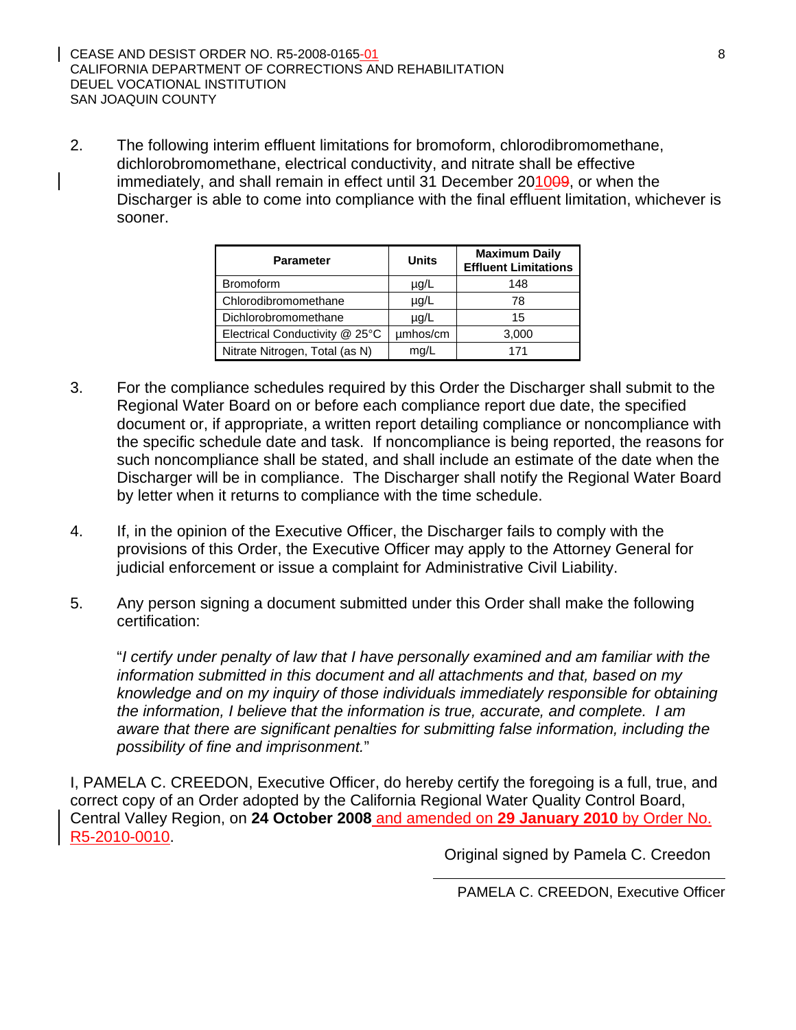2. The following interim effluent limitations for bromoform, chlorodibromomethane, dichlorobromomethane, electrical conductivity, and nitrate shall be effective immediately, and shall remain in effect until 31 December 2010~~09~~, or when the Discharger is able to come into compliance with the final effluent limitation, whichever is sooner.

| Parameter | Units | Maximum Daily Effluent Limitations |
|---|---|---|
| Bromoform | µg/L | 148 |
| Chlorodibromomethane | µg/L | 78 |
| Dichlorobromomethane | µg/L | 15 |
| Electrical Conductivity @ 25°C | µmhos/cm | 3,000 |
| Nitrate Nitrogen, Total (as N) | mg/L | 171 |

3. For the compliance schedules required by this Order the Discharger shall submit to the Regional Water Board on or before each compliance report due date, the specified document or, if appropriate, a written report detailing compliance or noncompliance with the specific schedule date and task. If noncompliance is being reported, the reasons for such noncompliance shall be stated, and shall include an estimate of the date when the Discharger will be in compliance. The Discharger shall notify the Regional Water Board by letter when it returns to compliance with the time schedule.

4. If, in the opinion of the Executive Officer, the Discharger fails to comply with the provisions of this Order, the Executive Officer may apply to the Attorney General for judicial enforcement or issue a complaint for Administrative Civil Liability.

5. Any person signing a document submitted under this Order shall make the following certification:

"*I certify under penalty of law that I have personally examined and am familiar with the information submitted in this document and all attachments and that, based on my knowledge and on my inquiry of those individuals immediately responsible for obtaining the information, I believe that the information is true, accurate, and complete. I am aware that there are significant penalties for submitting false information, including the possibility of fine and imprisonment.*"

I, PAMELA C. CREEDON, Executive Officer, do hereby certify the foregoing is a full, true, and correct copy of an Order adopted by the California Regional Water Quality Control Board, Central Valley Region, on **24 October 2008** and amended on **29 January 2010** by Order No. R5-2010-0010.

Original signed by Pamela C. Creedon

PAMELA C. CREEDON, Executive Officer